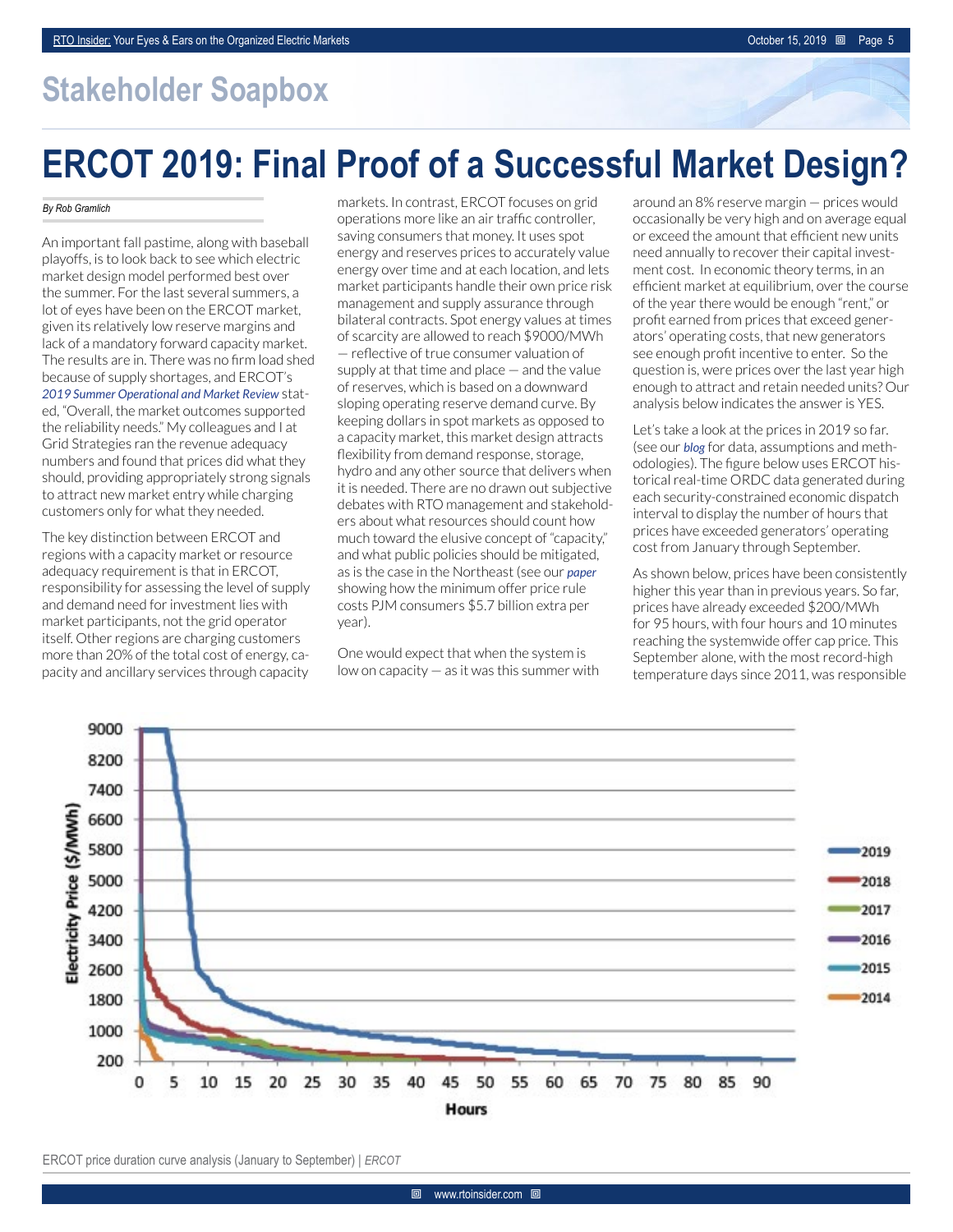## Stakeholder Soapbox

# ERCOT 2019: Final Proof of a Successful Market Design?

*By Rob Gramlich*

An important fall pastime, along with baseball playoffs, is to look back to see which electric market design model performed best over the summer. For the last several summers, a lot of eyes have been on the ERCOT market, given its relatively low reserve margins and lack of a mandatory forward capacity market. The results are in. There was no firm load shed because of supply shortages, and ERCOT's *2019 Summer Operational and Market Review* stated, "Overall, the market outcomes supported the reliability needs." My colleagues and I at Grid Strategies ran the revenue adequacy numbers and found that prices did what they should, providing appropriately strong signals to attract new market entry while charging customers only for what they needed.

The key distinction between ERCOT and regions with a capacity market or resource adequacy requirement is that in ERCOT, responsibility for assessing the level of supply and demand need for investment lies with market participants, not the grid operator itself. Other regions are charging customers more than 20% of the total cost of energy, capacity and ancillary services through capacity markets. In contrast, ERCOT focuses on grid operations more like an air traffic controller, saving consumers that money. It uses spot energy and reserves prices to accurately value energy over time and at each location, and lets market participants handle their own price risk management and supply assurance through bilateral contracts. Spot energy values at times of scarcity are allowed to reach $9000/MWh — reflective of true consumer valuation of supply at that time and place — and the value of reserves, which is based on a downward sloping operating reserve demand curve. By keeping dollars in spot markets as opposed to a capacity market, this market design attracts flexibility from demand response, storage, hydro and any other source that delivers when it is needed. There are no drawn out subjective debates with RTO management and stakeholders about what resources should count how much toward the elusive concept of "capacity," and what public policies should be mitigated, as is the case in the Northeast (see our *paper* showing how the minimum offer price rule costs PJM consumers $5.7 billion extra per year).

One would expect that when the system is low on capacity — as it was this summer with around an 8% reserve margin — prices would occasionally be very high and on average equal or exceed the amount that efficient new units need annually to recover their capital investment cost. In economic theory terms, in an efficient market at equilibrium, over the course of the year there would be enough "rent," or profit earned from prices that exceed generators' operating costs, that new generators see enough profit incentive to enter. So the question is, were prices over the last year high enough to attract and retain needed units? Our analysis below indicates the answer is YES.

Let's take a look at the prices in 2019 so far. (see our *blog* for data, assumptions and methodologies). The figure below uses ERCOT historical real-time ORDC data generated during each security-constrained economic dispatch interval to display the number of hours that prices have exceeded generators' operating cost from January through September.

As shown below, prices have been consistently higher this year than in previous years. So far, prices have already exceeded $200/MWh for 95 hours, with four hours and 10 minutes reaching the systemwide offer cap price. This September alone, with the most record-high temperature days since 2011, was responsible

ERCOT price duration curve analysis (January to September) | *ERCOT*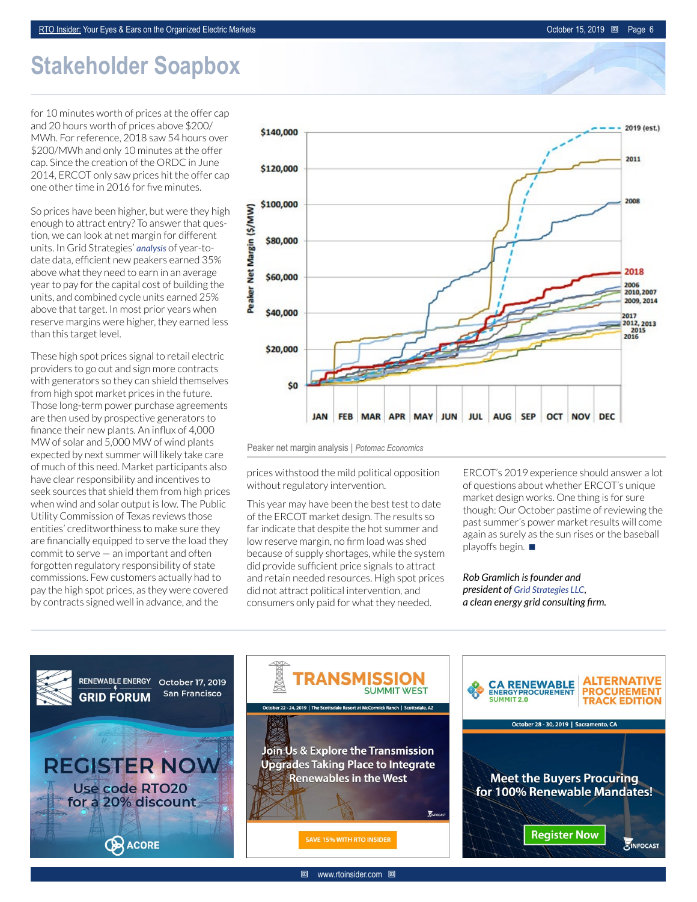## Stakeholder Soapbox

for 10 minutes worth of prices at the offer cap and 20 hours worth of prices above $200/MWh. For reference, 2018 saw 54 hours over $200/MWh and only 10 minutes at the offer cap. Since the creation of the ORDC in June 2014, ERCOT only saw prices hit the offer cap one other time in 2016 for five minutes.

So prices have been higher, but were they high enough to attract entry? To answer that question, we can look at net margin for different units. In Grid Strategies' *analysis* of year-to-date data, efficient new peakers earned 35% above what they need to earn in an average year to pay for the capital cost of building the units, and combined cycle units earned 25% above that target. In most prior years when reserve margins were higher, they earned less than this target level.

These high spot prices signal to retail electric providers to go out and sign more contracts with generators so they can shield themselves from high spot market prices in the future. Those long-term power purchase agreements are then used by prospective generators to finance their new plants. An influx of 4,000 MW of solar and 5,000 MW of wind plants expected by next summer will likely take care of much of this need. Market participants also have clear responsibility and incentives to seek sources that shield them from high prices when wind and solar output is low. The Public Utility Commission of Texas reviews those entities' creditworthiness to make sure they are financially equipped to serve the load they commit to serve — an important and often forgotten regulatory responsibility of state commissions. Few customers actually had to pay the high spot prices, as they were covered by contracts signed well in advance, and the prices withstood the mild political opposition without regulatory intervention.

Peaker Net Margin ($/MW)
$140,000
$120,000
$100,000
$80,000
$60,000
$40,000
$20,000
$0
JAN FEB MAR APR MAY JUN JUL AUG SEP OCT NOV DEC
2019 (est.)
2011
2008
2018
2006
2010, 2007
2009, 2014
2017
2012, 2013
2015
2016

Peaker net margin analysis | *Potomac Economics*

This year may have been the best test to date of the ERCOT market design. The results so far indicate that despite the hot summer and low reserve margin, no firm load was shed because of supply shortages, while the system did provide sufficient price signals to attract and retain needed resources. High spot prices did not attract political intervention, and consumers only paid for what they needed.

ERCOT's 2019 experience should answer a lot of questions about whether ERCOT's unique market design works. One thing is for sure though: Our October pastime of reviewing the past summer's power market results will come again as surely as the sun rises or the baseball playoffs begin. ■

*Rob Gramlich is founder and president of Grid Strategies LLC, a clean energy grid consulting firm.*

RENEWABLE ENERGY GRID FORUM
October 17, 2019
San Francisco
REGISTER NOW
Use code RTO20 for a 20% discount
ACORE

TRANSMISSION SUMMIT WEST
October 22 - 24, 2019 | The Scottsdale Resort at McCormick Ranch | Scottsdale, AZ
Join Us & Explore the Transmission Upgrades Taking Place to Integrate Renewables in the West
INFOCAST
SAVE 15% WITH RTO INSIDER

CA RENEWABLE ENERGY PROCUREMENT SUMMIT 2.0
ALTERNATIVE PROCUREMENT TRACK EDITION
October 28 - 30, 2019 | Sacramento, CA
Meet the Buyers Procuring for 100% Renewable Mandates!
Register Now
INFOCAST